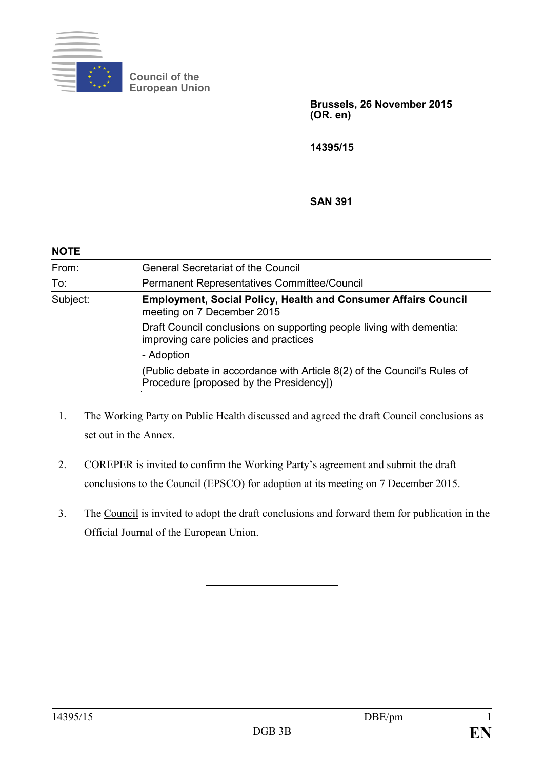Council of the European Union

**Brussels, 26 November 2015**
**(OR. en)**

**14395/15**

**SAN 391**

**NOTE**

| | |
|---|---|
| From: | General Secretariat of the Council |
| To: | Permanent Representatives Committee/Council |
| Subject: | **Employment, Social Policy, Health and Consumer Affairs Council** meeting on 7 December 2015<br>Draft Council conclusions on supporting people living with dementia: improving care policies and practices<br>- Adoption<br>(Public debate in accordance with Article 8(2) of the Council's Rules of Procedure [proposed by the Presidency]) |

1. The Working Party on Public Health discussed and agreed the draft Council conclusions as set out in the Annex.

2. COREPER is invited to confirm the Working Party's agreement and submit the draft conclusions to the Council (EPSCO) for adoption at its meeting on 7 December 2015.

3. The Council is invited to adopt the draft conclusions and forward them for publication in the Official Journal of the European Union.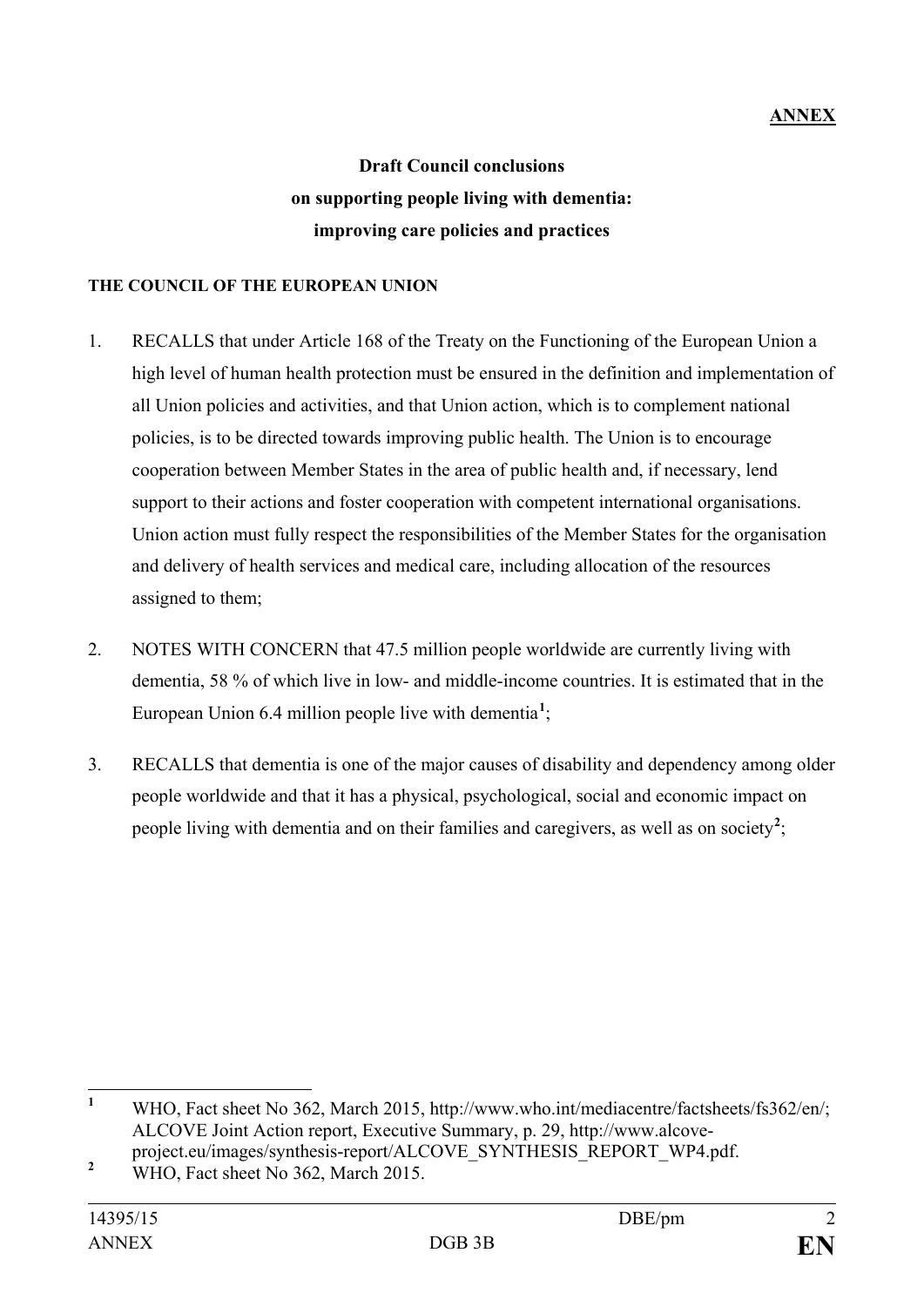**ANNEX**

# Draft Council conclusions on supporting people living with dementia: improving care policies and practices

**THE COUNCIL OF THE EUROPEAN UNION**

1. RECALLS that under Article 168 of the Treaty on the Functioning of the European Union a high level of human health protection must be ensured in the definition and implementation of all Union policies and activities, and that Union action, which is to complement national policies, is to be directed towards improving public health. The Union is to encourage cooperation between Member States in the area of public health and, if necessary, lend support to their actions and foster cooperation with competent international organisations. Union action must fully respect the responsibilities of the Member States for the organisation and delivery of health services and medical care, including allocation of the resources assigned to them;

2. NOTES WITH CONCERN that 47.5 million people worldwide are currently living with dementia, 58 % of which live in low- and middle-income countries. It is estimated that in the European Union 6.4 million people live with dementia[1];

3. RECALLS that dementia is one of the major causes of disability and dependency among older people worldwide and that it has a physical, psychological, social and economic impact on people living with dementia and on their families and caregivers, as well as on society[2];

---

[1] WHO, Fact sheet No 362, March 2015, http://www.who.int/mediacentre/factsheets/fs362/en/; ALCOVE Joint Action report, Executive Summary, p. 29, http://www.alcove-project.eu/images/synthesis-report/ALCOVE_SYNTHESIS_REPORT_WP4.pdf.

[2] WHO, Fact sheet No 362, March 2015.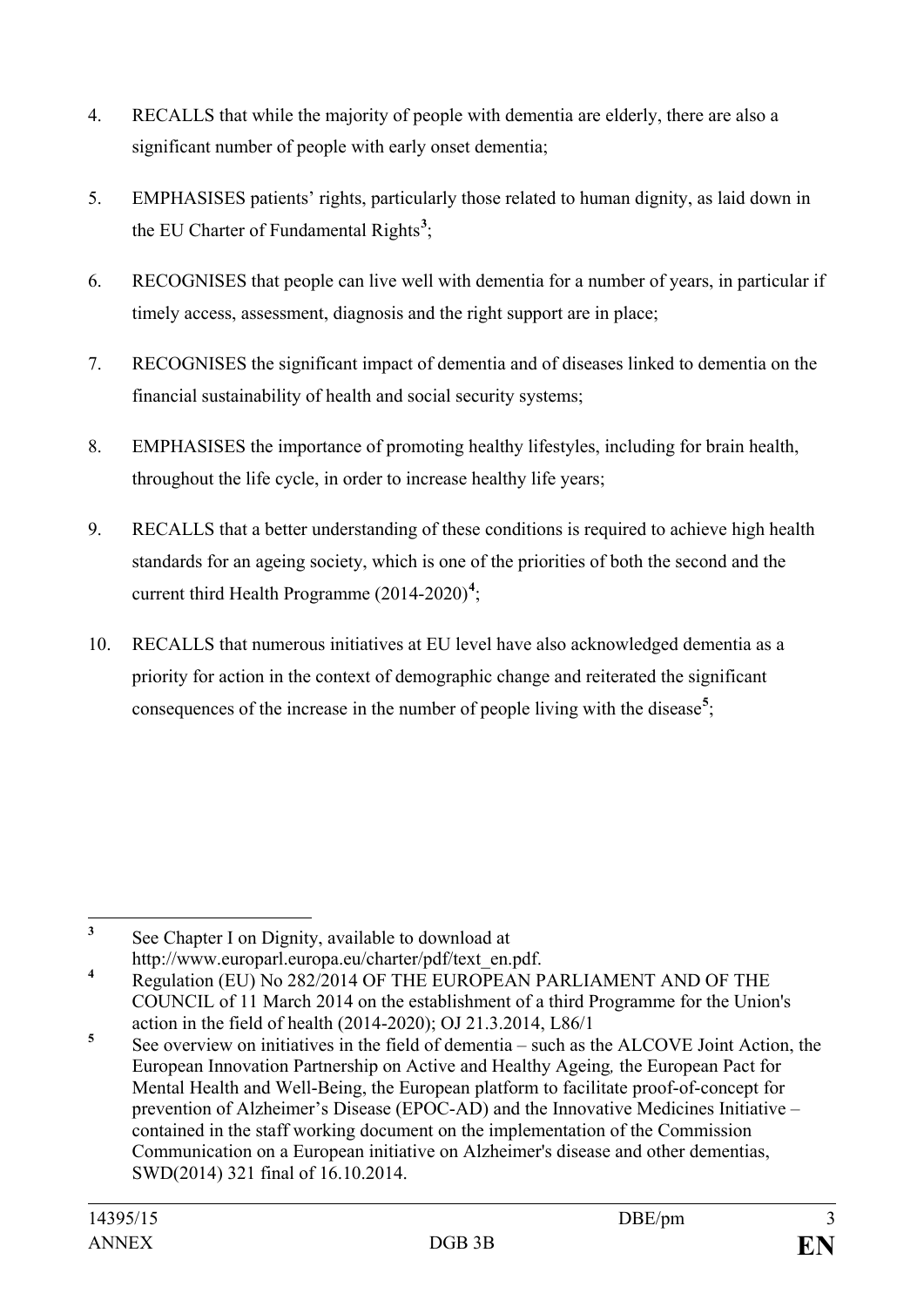4. RECALLS that while the majority of people with dementia are elderly, there are also a significant number of people with early onset dementia;

5. EMPHASISES patients' rights, particularly those related to human dignity, as laid down in the EU Charter of Fundamental Rights[3];

6. RECOGNISES that people can live well with dementia for a number of years, in particular if timely access, assessment, diagnosis and the right support are in place;

7. RECOGNISES the significant impact of dementia and of diseases linked to dementia on the financial sustainability of health and social security systems;

8. EMPHASISES the importance of promoting healthy lifestyles, including for brain health, throughout the life cycle, in order to increase healthy life years;

9. RECALLS that a better understanding of these conditions is required to achieve high health standards for an ageing society, which is one of the priorities of both the second and the current third Health Programme (2014-2020)[4];

10. RECALLS that numerous initiatives at EU level have also acknowledged dementia as a priority for action in the context of demographic change and reiterated the significant consequences of the increase in the number of people living with the disease[5];

---

[3] See Chapter I on Dignity, available to download at http://www.europarl.europa.eu/charter/pdf/text_en.pdf.

[4] Regulation (EU) No 282/2014 OF THE EUROPEAN PARLIAMENT AND OF THE COUNCIL of 11 March 2014 on the establishment of a third Programme for the Union's action in the field of health (2014-2020); OJ 21.3.2014, L86/1

[5] See overview on initiatives in the field of dementia – such as the ALCOVE Joint Action, the European Innovation Partnership on Active and Healthy Ageing, the European Pact for Mental Health and Well-Being, the European platform to facilitate proof-of-concept for prevention of Alzheimer's Disease (EPOC-AD) and the Innovative Medicines Initiative – contained in the staff working document on the implementation of the Commission Communication on a European initiative on Alzheimer's disease and other dementias, SWD(2014) 321 final of 16.10.2014.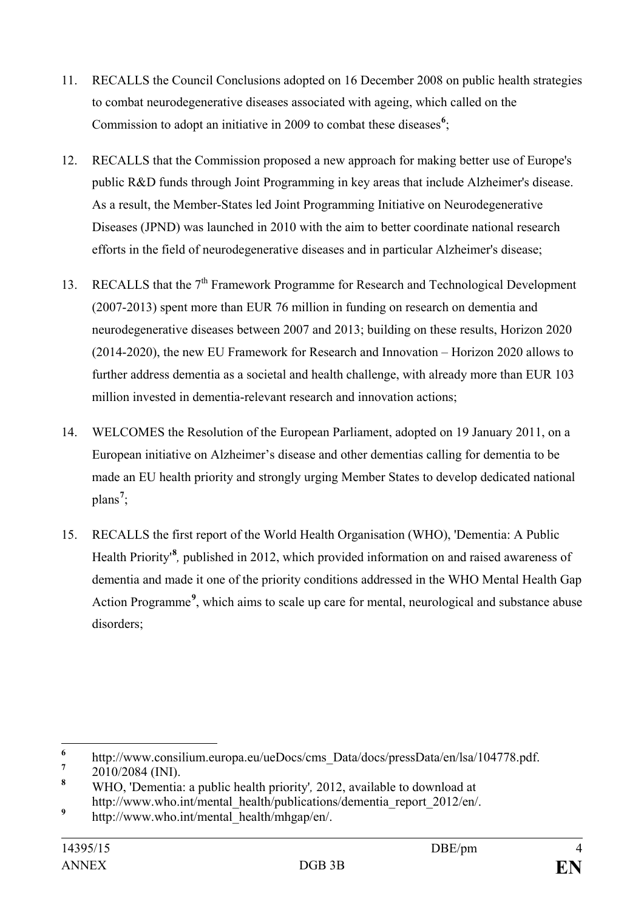11. RECALLS the Council Conclusions adopted on 16 December 2008 on public health strategies to combat neurodegenerative diseases associated with ageing, which called on the Commission to adopt an initiative in 2009 to combat these diseases[6];

12. RECALLS that the Commission proposed a new approach for making better use of Europe's public R&D funds through Joint Programming in key areas that include Alzheimer's disease. As a result, the Member-States led Joint Programming Initiative on Neurodegenerative Diseases (JPND) was launched in 2010 with the aim to better coordinate national research efforts in the field of neurodegenerative diseases and in particular Alzheimer's disease;

13. RECALLS that the 7th Framework Programme for Research and Technological Development (2007-2013) spent more than EUR 76 million in funding on research on dementia and neurodegenerative diseases between 2007 and 2013; building on these results, Horizon 2020 (2014-2020), the new EU Framework for Research and Innovation – Horizon 2020 allows to further address dementia as a societal and health challenge, with already more than EUR 103 million invested in dementia-relevant research and innovation actions;

14. WELCOMES the Resolution of the European Parliament, adopted on 19 January 2011, on a European initiative on Alzheimer's disease and other dementias calling for dementia to be made an EU health priority and strongly urging Member States to develop dedicated national plans[7];

15. RECALLS the first report of the World Health Organisation (WHO), 'Dementia: A Public Health Priority'[8], published in 2012, which provided information on and raised awareness of dementia and made it one of the priority conditions addressed in the WHO Mental Health Gap Action Programme[9], which aims to scale up care for mental, neurological and substance abuse disorders;

---

[6] http://www.consilium.europa.eu/ueDocs/cms_Data/docs/pressData/en/lsa/104778.pdf.

[7] 2010/2084 (INI).

[8] WHO, 'Dementia: a public health priority', 2012, available to download at http://www.who.int/mental_health/publications/dementia_report_2012/en/.

[9] http://www.who.int/mental_health/mhgap/en/.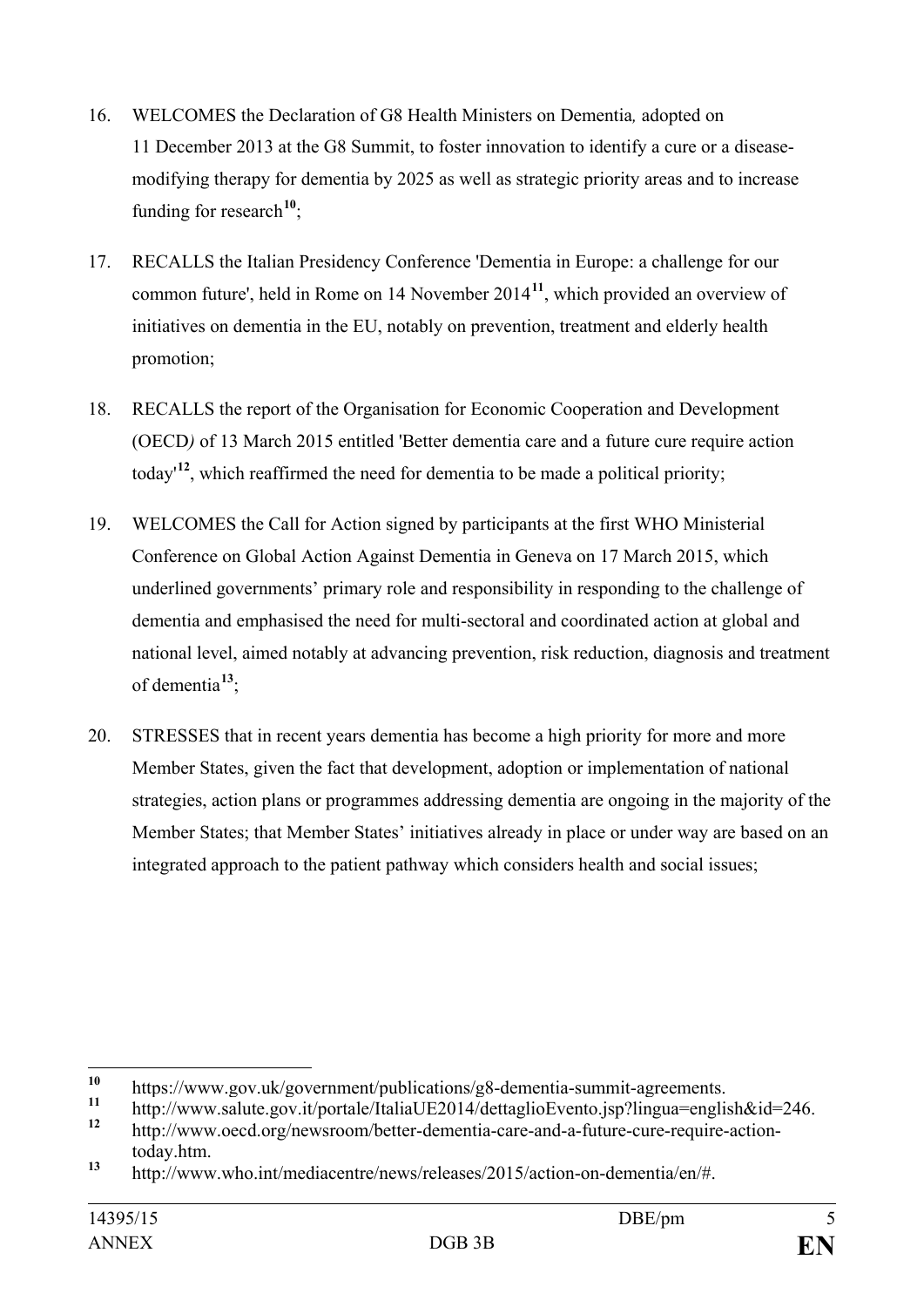16. WELCOMES the Declaration of G8 Health Ministers on Dementia*,* adopted on 11 December 2013 at the G8 Summit, to foster innovation to identify a cure or a disease-modifying therapy for dementia by 2025 as well as strategic priority areas and to increase funding for research[10];

17. RECALLS the Italian Presidency Conference 'Dementia in Europe: a challenge for our common future', held in Rome on 14 November 2014[11], which provided an overview of initiatives on dementia in the EU, notably on prevention, treatment and elderly health promotion;

18. RECALLS the report of the Organisation for Economic Cooperation and Development (OECD*)* of 13 March 2015 entitled 'Better dementia care and a future cure require action today'[12], which reaffirmed the need for dementia to be made a political priority;

19. WELCOMES the Call for Action signed by participants at the first WHO Ministerial Conference on Global Action Against Dementia in Geneva on 17 March 2015, which underlined governments' primary role and responsibility in responding to the challenge of dementia and emphasised the need for multi-sectoral and coordinated action at global and national level, aimed notably at advancing prevention, risk reduction, diagnosis and treatment of dementia[13];

20. STRESSES that in recent years dementia has become a high priority for more and more Member States, given the fact that development, adoption or implementation of national strategies, action plans or programmes addressing dementia are ongoing in the majority of the Member States; that Member States' initiatives already in place or under way are based on an integrated approach to the patient pathway which considers health and social issues;

---

[10] https://www.gov.uk/government/publications/g8-dementia-summit-agreements.

[11] http://www.salute.gov.it/portale/ItaliaUE2014/dettaglioEvento.jsp?lingua=english&id=246.

[12] http://www.oecd.org/newsroom/better-dementia-care-and-a-future-cure-require-action-today.htm.

[13] http://www.who.int/mediacentre/news/releases/2015/action-on-dementia/en/#.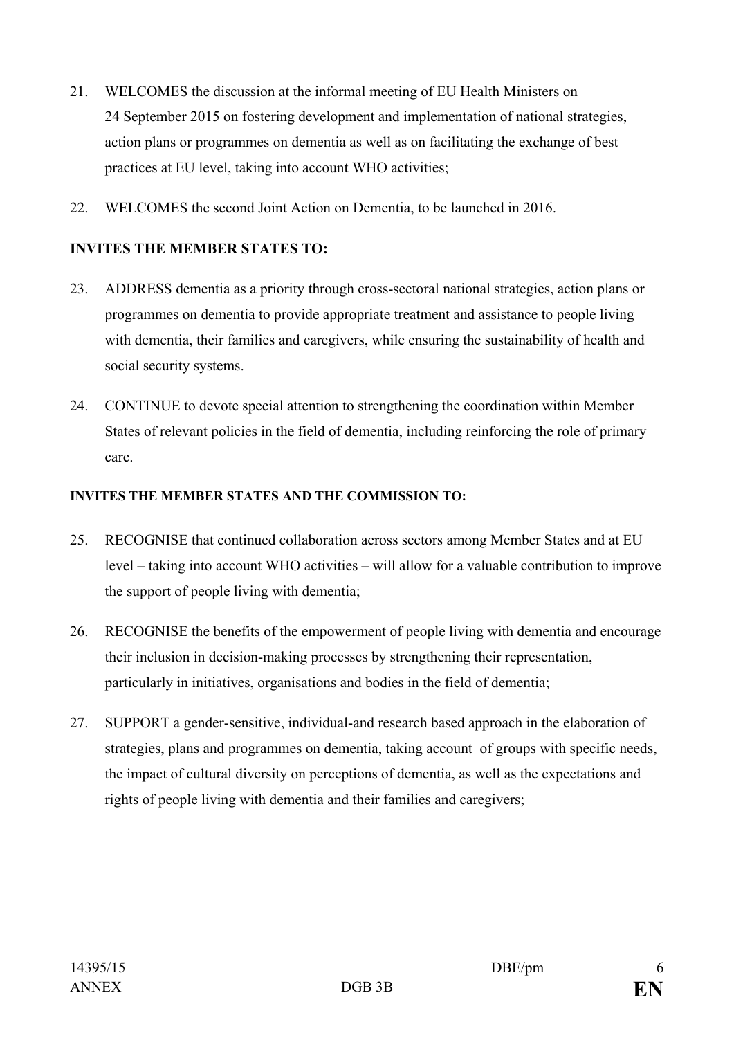21. WELCOMES the discussion at the informal meeting of EU Health Ministers on 24 September 2015 on fostering development and implementation of national strategies, action plans or programmes on dementia as well as on facilitating the exchange of best practices at EU level, taking into account WHO activities;

22. WELCOMES the second Joint Action on Dementia, to be launched in 2016.

**INVITES THE MEMBER STATES TO:**

23. ADDRESS dementia as a priority through cross-sectoral national strategies, action plans or programmes on dementia to provide appropriate treatment and assistance to people living with dementia, their families and caregivers, while ensuring the sustainability of health and social security systems.

24. CONTINUE to devote special attention to strengthening the coordination within Member States of relevant policies in the field of dementia, including reinforcing the role of primary care.

**INVITES THE MEMBER STATES AND THE COMMISSION TO:**

25. RECOGNISE that continued collaboration across sectors among Member States and at EU level – taking into account WHO activities – will allow for a valuable contribution to improve the support of people living with dementia;

26. RECOGNISE the benefits of the empowerment of people living with dementia and encourage their inclusion in decision-making processes by strengthening their representation, particularly in initiatives, organisations and bodies in the field of dementia;

27. SUPPORT a gender-sensitive, individual-and research based approach in the elaboration of strategies, plans and programmes on dementia, taking account of groups with specific needs, the impact of cultural diversity on perceptions of dementia, as well as the expectations and rights of people living with dementia and their families and caregivers;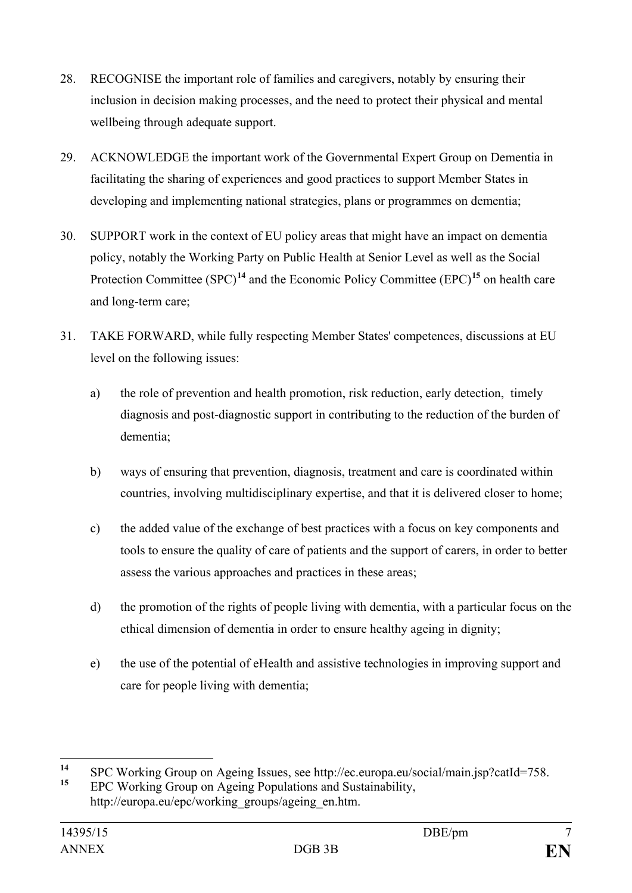28. RECOGNISE the important role of families and caregivers, notably by ensuring their inclusion in decision making processes, and the need to protect their physical and mental wellbeing through adequate support.

29. ACKNOWLEDGE the important work of the Governmental Expert Group on Dementia in facilitating the sharing of experiences and good practices to support Member States in developing and implementing national strategies, plans or programmes on dementia;

30. SUPPORT work in the context of EU policy areas that might have an impact on dementia policy, notably the Working Party on Public Health at Senior Level as well as the Social Protection Committee (SPC)[14] and the Economic Policy Committee (EPC)[15] on health care and long-term care;

31. TAKE FORWARD, while fully respecting Member States' competences, discussions at EU level on the following issues:

    a) the role of prevention and health promotion, risk reduction, early detection, timely diagnosis and post-diagnostic support in contributing to the reduction of the burden of dementia;

    b) ways of ensuring that prevention, diagnosis, treatment and care is coordinated within countries, involving multidisciplinary expertise, and that it is delivered closer to home;

    c) the added value of the exchange of best practices with a focus on key components and tools to ensure the quality of care of patients and the support of carers, in order to better assess the various approaches and practices in these areas;

    d) the promotion of the rights of people living with dementia, with a particular focus on the ethical dimension of dementia in order to ensure healthy ageing in dignity;

    e) the use of the potential of eHealth and assistive technologies in improving support and care for people living with dementia;

---

[14] SPC Working Group on Ageing Issues, see http://ec.europa.eu/social/main.jsp?catId=758.

[15] EPC Working Group on Ageing Populations and Sustainability, http://europa.eu/epc/working_groups/ageing_en.htm.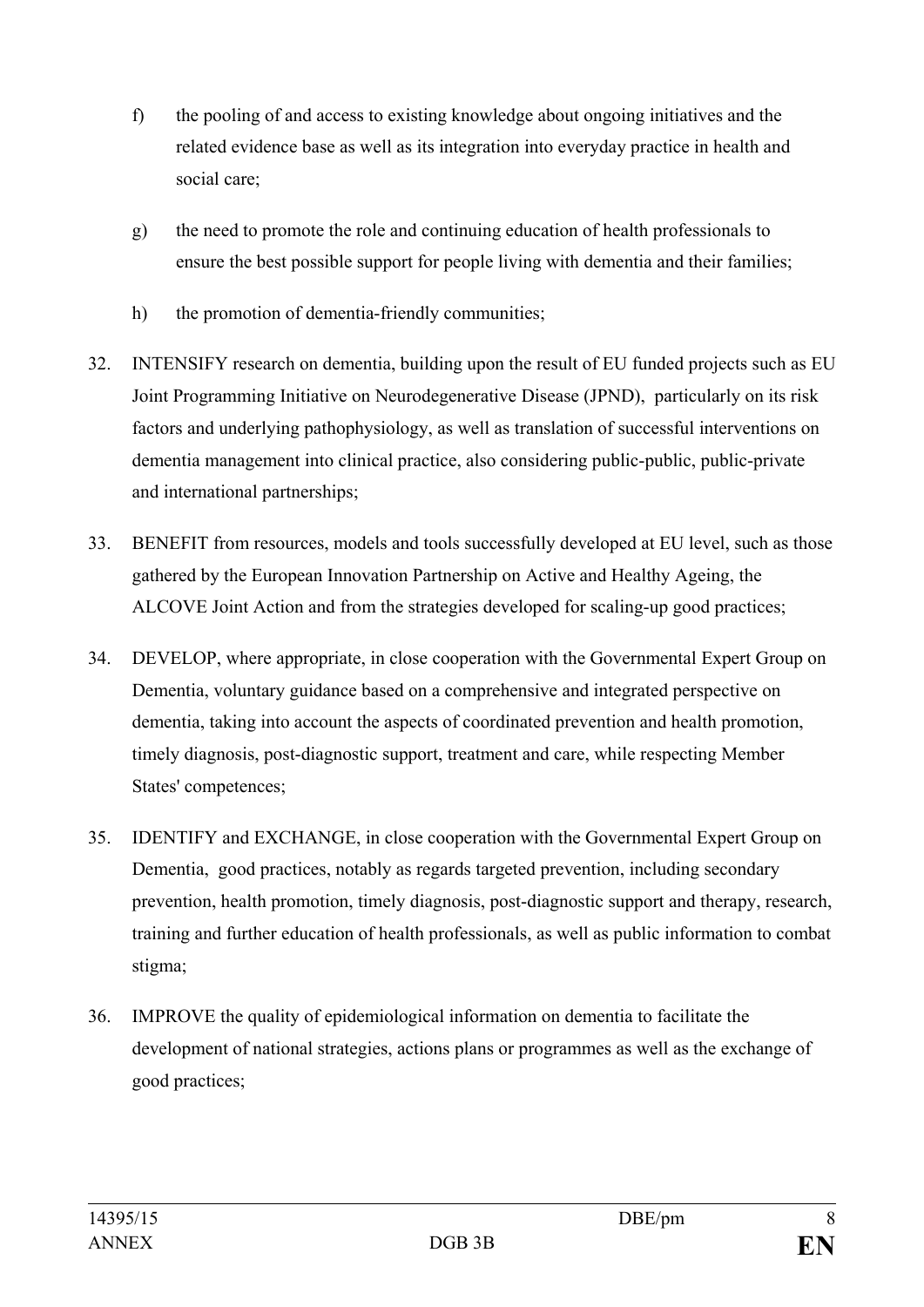f) the pooling of and access to existing knowledge about ongoing initiatives and the related evidence base as well as its integration into everyday practice in health and social care;

g) the need to promote the role and continuing education of health professionals to ensure the best possible support for people living with dementia and their families;

h) the promotion of dementia-friendly communities;

32. INTENSIFY research on dementia, building upon the result of EU funded projects such as EU Joint Programming Initiative on Neurodegenerative Disease (JPND), particularly on its risk factors and underlying pathophysiology, as well as translation of successful interventions on dementia management into clinical practice, also considering public-public, public-private and international partnerships;

33. BENEFIT from resources, models and tools successfully developed at EU level, such as those gathered by the European Innovation Partnership on Active and Healthy Ageing, the ALCOVE Joint Action and from the strategies developed for scaling-up good practices;

34. DEVELOP, where appropriate, in close cooperation with the Governmental Expert Group on Dementia, voluntary guidance based on a comprehensive and integrated perspective on dementia, taking into account the aspects of coordinated prevention and health promotion, timely diagnosis, post-diagnostic support, treatment and care, while respecting Member States' competences;

35. IDENTIFY and EXCHANGE, in close cooperation with the Governmental Expert Group on Dementia, good practices, notably as regards targeted prevention, including secondary prevention, health promotion, timely diagnosis, post-diagnostic support and therapy, research, training and further education of health professionals, as well as public information to combat stigma;

36. IMPROVE the quality of epidemiological information on dementia to facilitate the development of national strategies, actions plans or programmes as well as the exchange of good practices;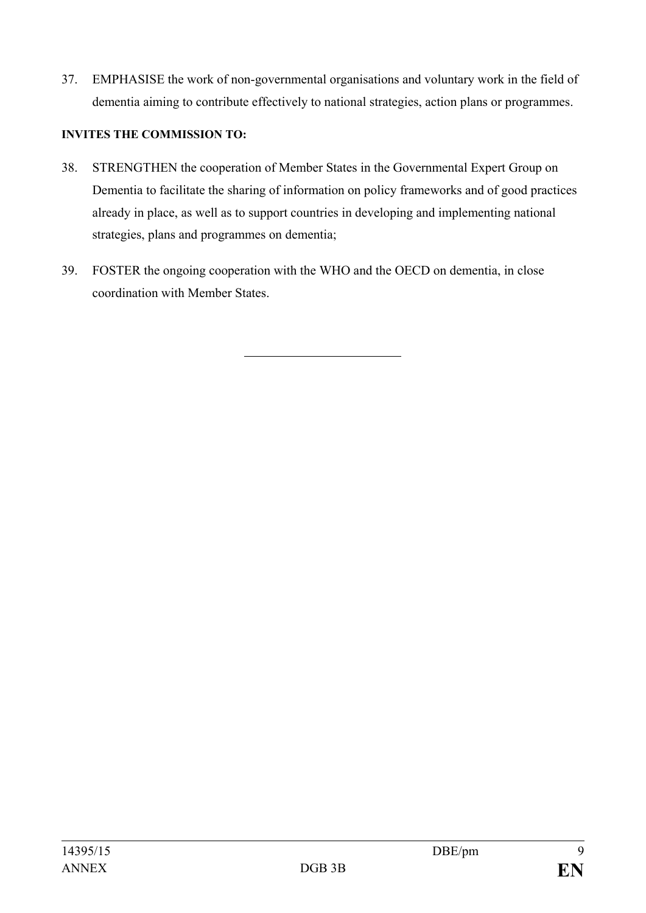37. EMPHASISE the work of non-governmental organisations and voluntary work in the field of dementia aiming to contribute effectively to national strategies, action plans or programmes.

**INVITES THE COMMISSION TO:**

38. STRENGTHEN the cooperation of Member States in the Governmental Expert Group on Dementia to facilitate the sharing of information on policy frameworks and of good practices already in place, as well as to support countries in developing and implementing national strategies, plans and programmes on dementia;

39. FOSTER the ongoing cooperation with the WHO and the OECD on dementia, in close coordination with Member States.